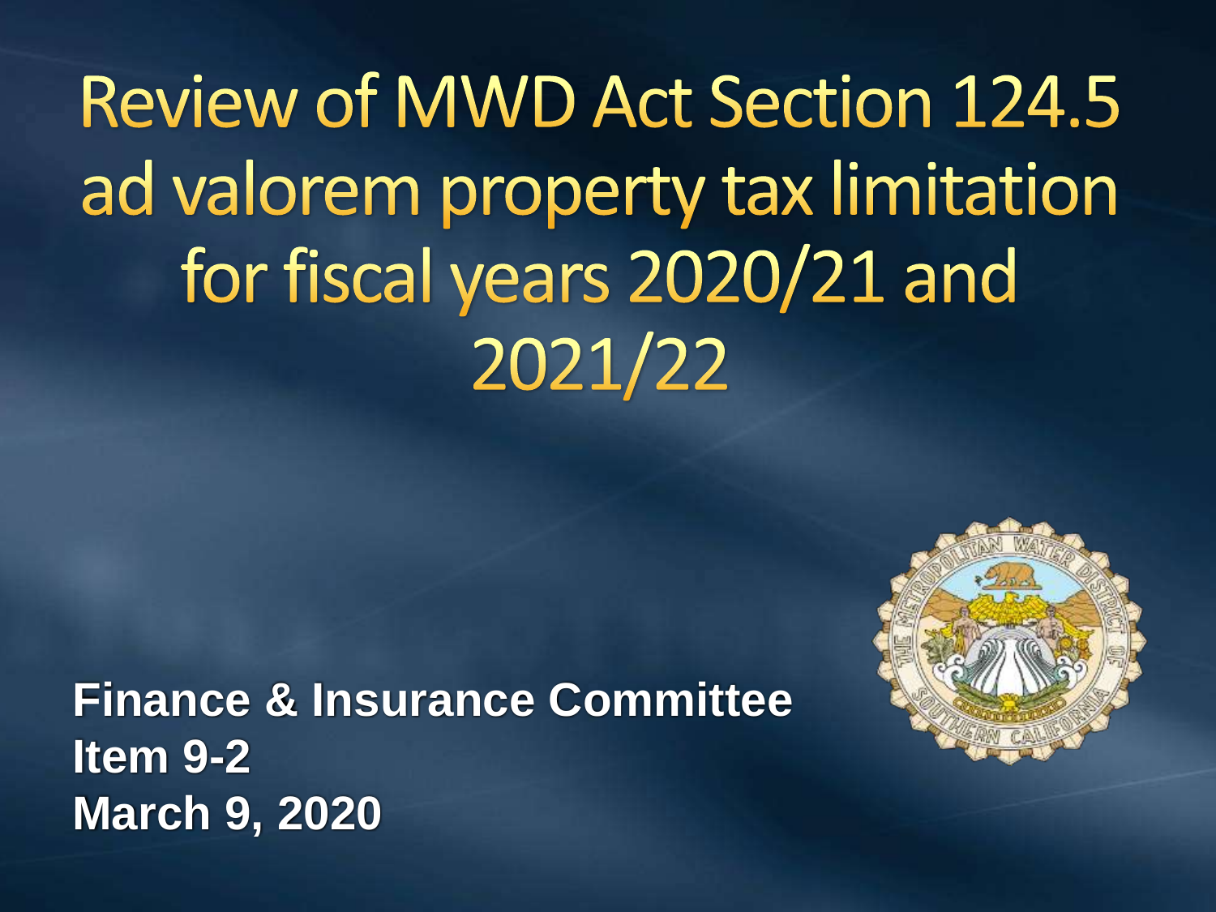# Review of MWD Act Section 124.5 ad valorem property tax limitation for fiscal years 2020/21 and 2021/22

**Finance & Insurance Committee**
**Item 9-2**
**March 9, 2020**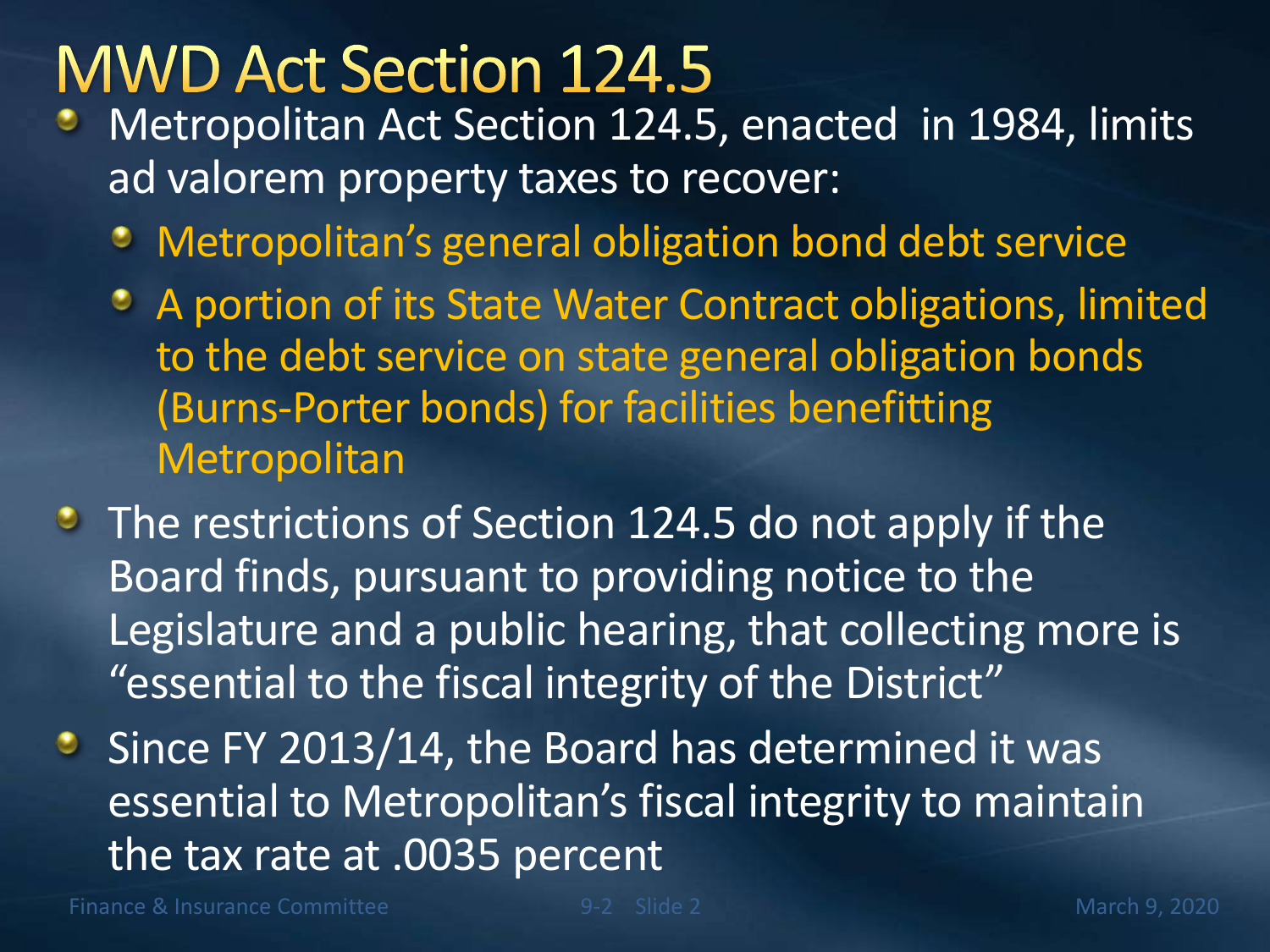# MWD Act Section 124.5

- Metropolitan Act Section 124.5, enacted in 1984, limits ad valorem property taxes to recover:
  - Metropolitan's general obligation bond debt service
  - A portion of its State Water Contract obligations, limited to the debt service on state general obligation bonds (Burns-Porter bonds) for facilities benefitting Metropolitan
- The restrictions of Section 124.5 do not apply if the Board finds, pursuant to providing notice to the Legislature and a public hearing, that collecting more is "essential to the fiscal integrity of the District"
- Since FY 2013/14, the Board has determined it was essential to Metropolitan's fiscal integrity to maintain the tax rate at .0035 percent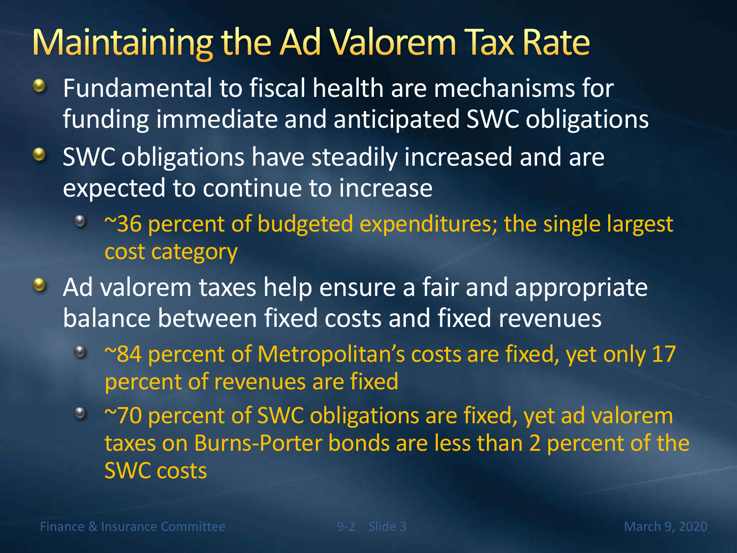# Maintaining the Ad Valorem Tax Rate

- Fundamental to fiscal health are mechanisms for funding immediate and anticipated SWC obligations
- SWC obligations have steadily increased and are expected to continue to increase
  - ~36 percent of budgeted expenditures; the single largest cost category
- Ad valorem taxes help ensure a fair and appropriate balance between fixed costs and fixed revenues
  - ~84 percent of Metropolitan's costs are fixed, yet only 17 percent of revenues are fixed
  - ~70 percent of SWC obligations are fixed, yet ad valorem taxes on Burns-Porter bonds are less than 2 percent of the SWC costs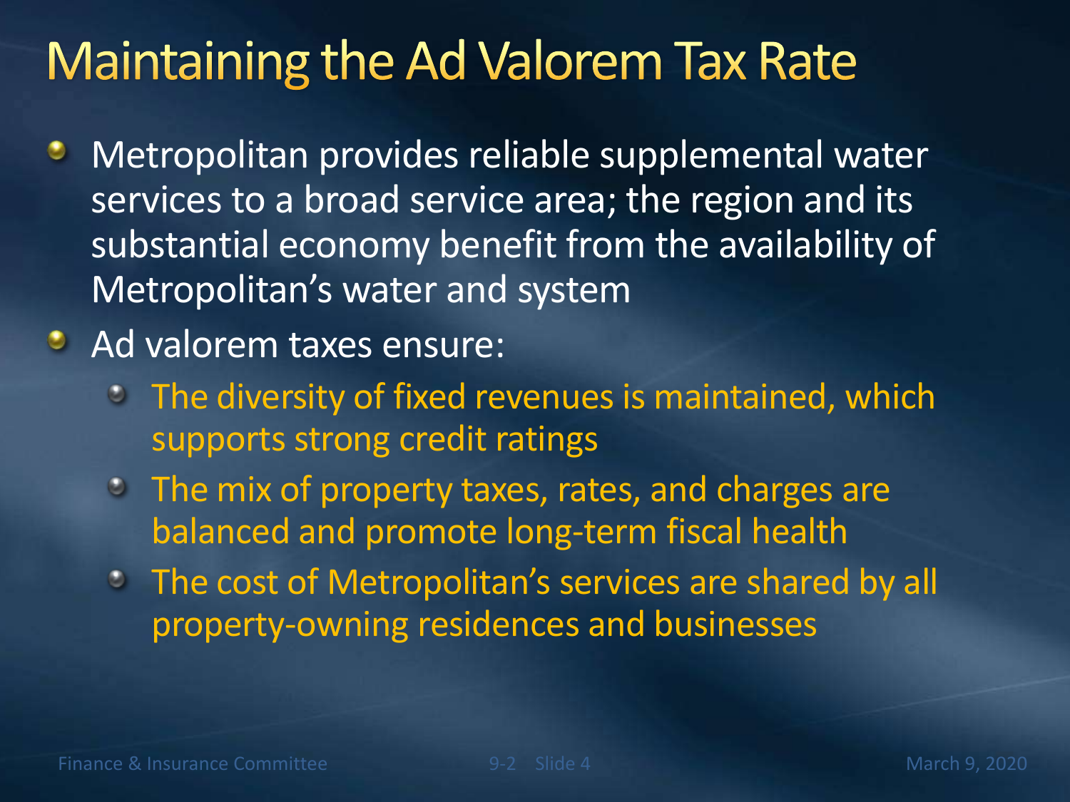# Maintaining the Ad Valorem Tax Rate

- Metropolitan provides reliable supplemental water services to a broad service area; the region and its substantial economy benefit from the availability of Metropolitan's water and system
- Ad valorem taxes ensure:
  - The diversity of fixed revenues is maintained, which supports strong credit ratings
  - The mix of property taxes, rates, and charges are balanced and promote long-term fiscal health
  - The cost of Metropolitan's services are shared by all property-owning residences and businesses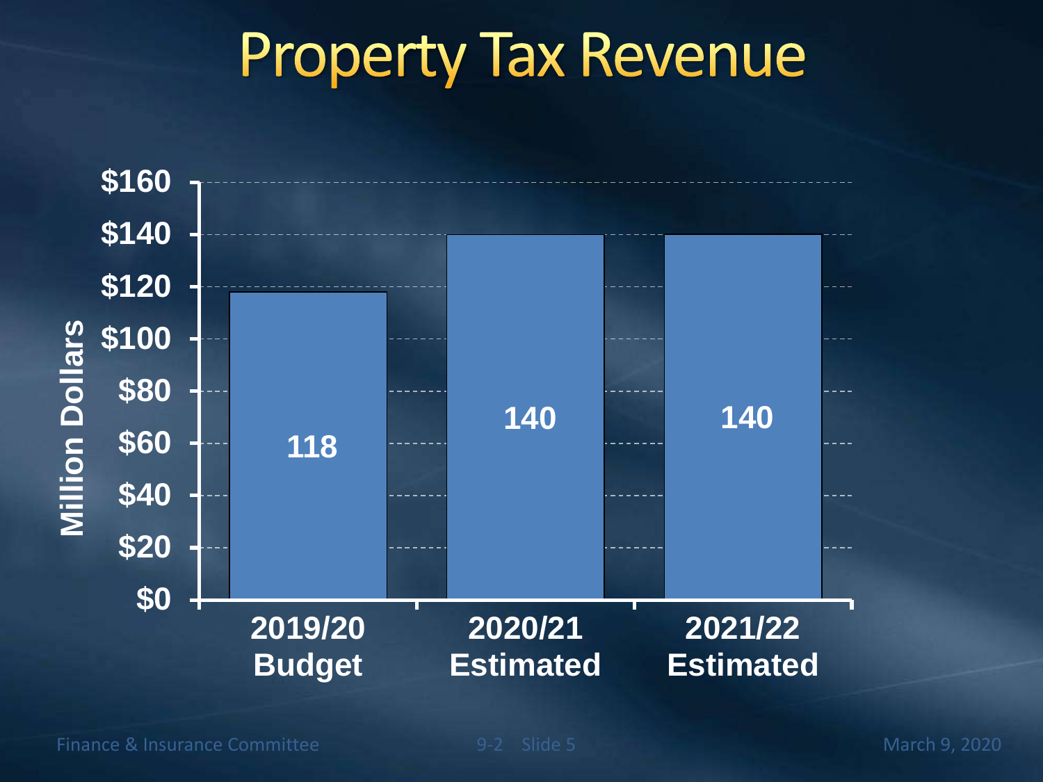# Property Tax Revenue

| | 2019/20 Budget | 2020/21 Estimated | 2021/22 Estimated |
| --- | --- | --- | --- |
| Million Dollars | 118 | 140 | 140 |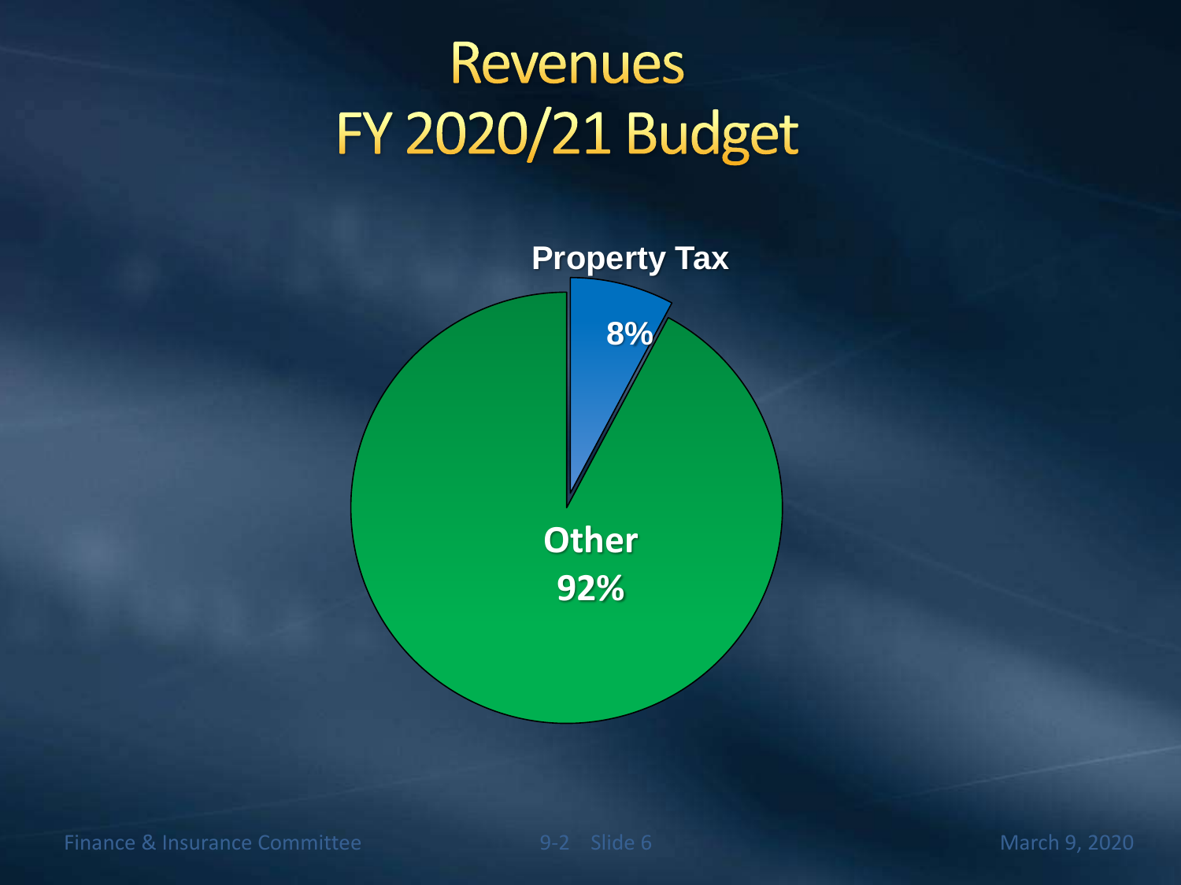# Revenues FY 2020/21 Budget

Property Tax 8%

Other 92%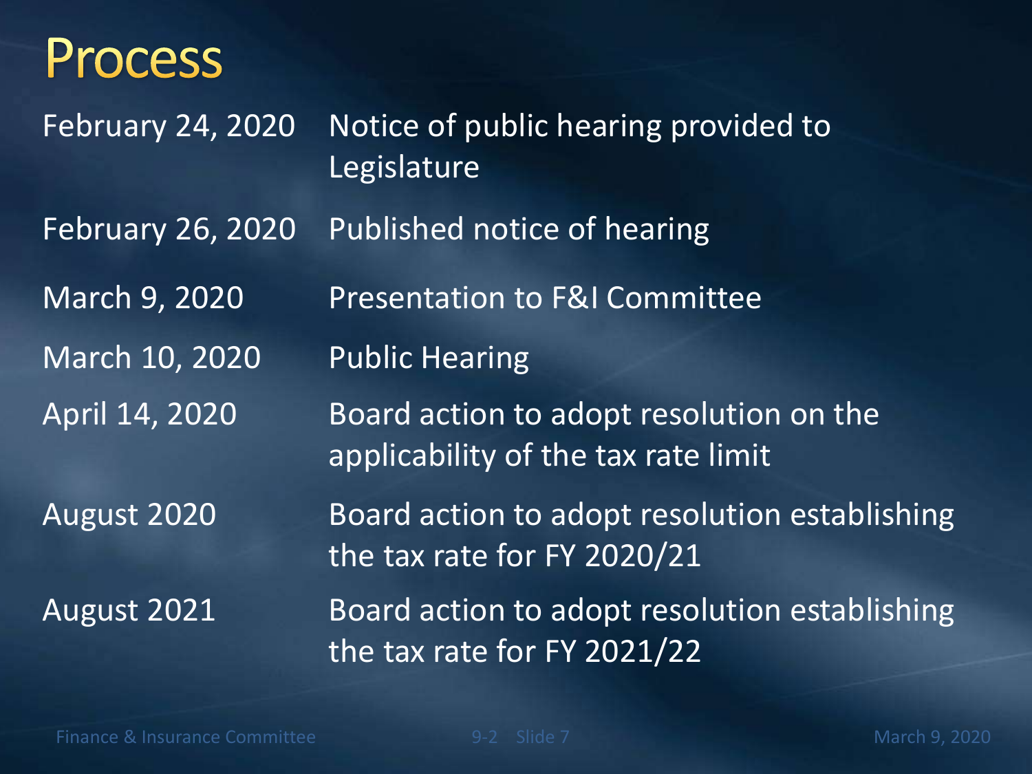# Process

| Date | Action |
|---|---|
| February 24, 2020 | Notice of public hearing provided to Legislature |
| February 26, 2020 | Published notice of hearing |
| March 9, 2020 | Presentation to F&I Committee |
| March 10, 2020 | Public Hearing |
| April 14, 2020 | Board action to adopt resolution on the applicability of the tax rate limit |
| August 2020 | Board action to adopt resolution establishing the tax rate for FY 2020/21 |
| August 2021 | Board action to adopt resolution establishing the tax rate for FY 2021/22 |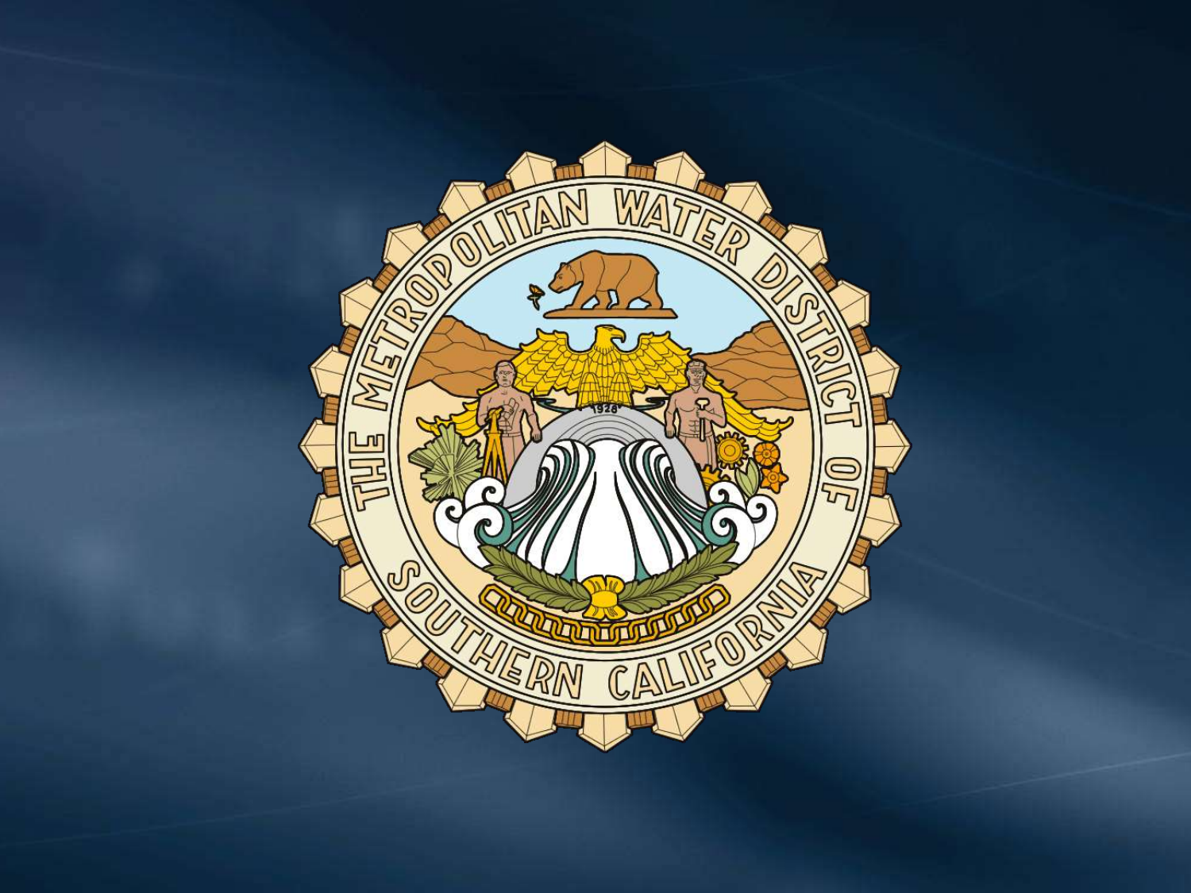THE METROPOLITAN WATER DISTRICT OF SOUTHERN CALIFORNIA

1928